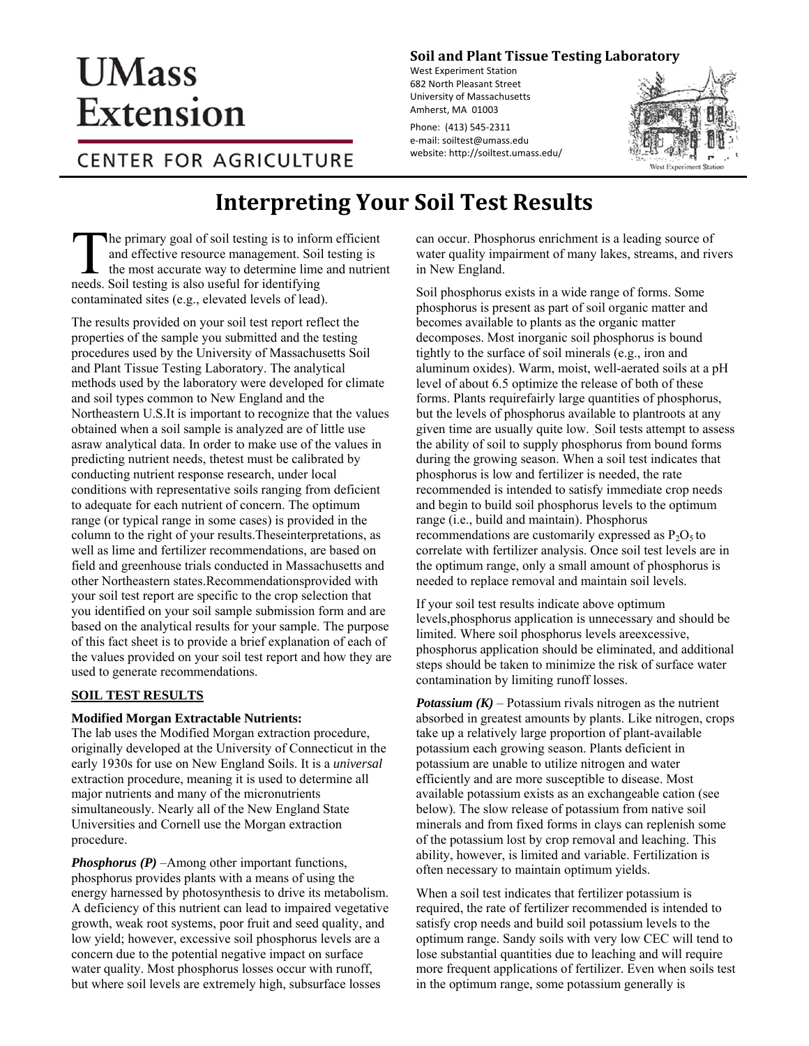# UMass Extension

CENTER FOR AGRICULTURE

**Soil and Plant Tissue Testing Laboratory**

West Experiment Station
682 North Pleasant Street
University of Massachusetts
Amherst, MA 01003

Phone: (413) 545-2311
e-mail: soiltest@umass.edu
website: http://soiltest.umass.edu/

# Interpreting Your Soil Test Results

The primary goal of soil testing is to inform efficient and effective resource management. Soil testing is the most accurate way to determine lime and nutrient needs. Soil testing is also useful for identifying contaminated sites (e.g., elevated levels of lead).

The results provided on your soil test report reflect the properties of the sample you submitted and the testing procedures used by the University of Massachusetts Soil and Plant Tissue Testing Laboratory. The analytical methods used by the laboratory were developed for climate and soil types common to New England and the Northeastern U.S.It is important to recognize that the values obtained when a soil sample is analyzed are of little use asraw analytical data. In order to make use of the values in predicting nutrient needs, thetest must be calibrated by conducting nutrient response research, under local conditions with representative soils ranging from deficient to adequate for each nutrient of concern. The optimum range (or typical range in some cases) is provided in the column to the right of your results.Theseinterpretations, as well as lime and fertilizer recommendations, are based on field and greenhouse trials conducted in Massachusetts and other Northeastern states.Recommendationsprovided with your soil test report are specific to the crop selection that you identified on your soil sample submission form and are based on the analytical results for your sample. The purpose of this fact sheet is to provide a brief explanation of each of the values provided on your soil test report and how they are used to generate recommendations.

## SOIL TEST RESULTS

### Modified Morgan Extractable Nutrients:

The lab uses the Modified Morgan extraction procedure, originally developed at the University of Connecticut in the early 1930s for use on New England Soils. It is a *universal* extraction procedure, meaning it is used to determine all major nutrients and many of the micronutrients simultaneously. Nearly all of the New England State Universities and Cornell use the Morgan extraction procedure.

***Phosphorus (P)*** –Among other important functions, phosphorus provides plants with a means of using the energy harnessed by photosynthesis to drive its metabolism. A deficiency of this nutrient can lead to impaired vegetative growth, weak root systems, poor fruit and seed quality, and low yield; however, excessive soil phosphorus levels are a concern due to the potential negative impact on surface water quality. Most phosphorus losses occur with runoff, but where soil levels are extremely high, subsurface losses can occur. Phosphorus enrichment is a leading source of water quality impairment of many lakes, streams, and rivers in New England.

Soil phosphorus exists in a wide range of forms. Some phosphorus is present as part of soil organic matter and becomes available to plants as the organic matter decomposes. Most inorganic soil phosphorus is bound tightly to the surface of soil minerals (e.g., iron and aluminum oxides). Warm, moist, well-aerated soils at a pH level of about 6.5 optimize the release of both of these forms. Plants requirefairly large quantities of phosphorus, but the levels of phosphorus available to plantroots at any given time are usually quite low. Soil tests attempt to assess the ability of soil to supply phosphorus from bound forms during the growing season. When a soil test indicates that phosphorus is low and fertilizer is needed, the rate recommended is intended to satisfy immediate crop needs and begin to build soil phosphorus levels to the optimum range (i.e., build and maintain). Phosphorus recommendations are customarily expressed as $P_2O_5$ to correlate with fertilizer analysis. Once soil test levels are in the optimum range, only a small amount of phosphorus is needed to replace removal and maintain soil levels.

If your soil test results indicate above optimum levels,phosphorus application is unnecessary and should be limited. Where soil phosphorus levels areexcessive, phosphorus application should be eliminated, and additional steps should be taken to minimize the risk of surface water contamination by limiting runoff losses.

***Potassium (K)*** – Potassium rivals nitrogen as the nutrient absorbed in greatest amounts by plants. Like nitrogen, crops take up a relatively large proportion of plant-available potassium each growing season. Plants deficient in potassium are unable to utilize nitrogen and water efficiently and are more susceptible to disease. Most available potassium exists as an exchangeable cation (see below). The slow release of potassium from native soil minerals and from fixed forms in clays can replenish some of the potassium lost by crop removal and leaching. This ability, however, is limited and variable. Fertilization is often necessary to maintain optimum yields.

When a soil test indicates that fertilizer potassium is required, the rate of fertilizer recommended is intended to satisfy crop needs and build soil potassium levels to the optimum range. Sandy soils with very low CEC will tend to lose substantial quantities due to leaching and will require more frequent applications of fertilizer. Even when soils test in the optimum range, some potassium generally is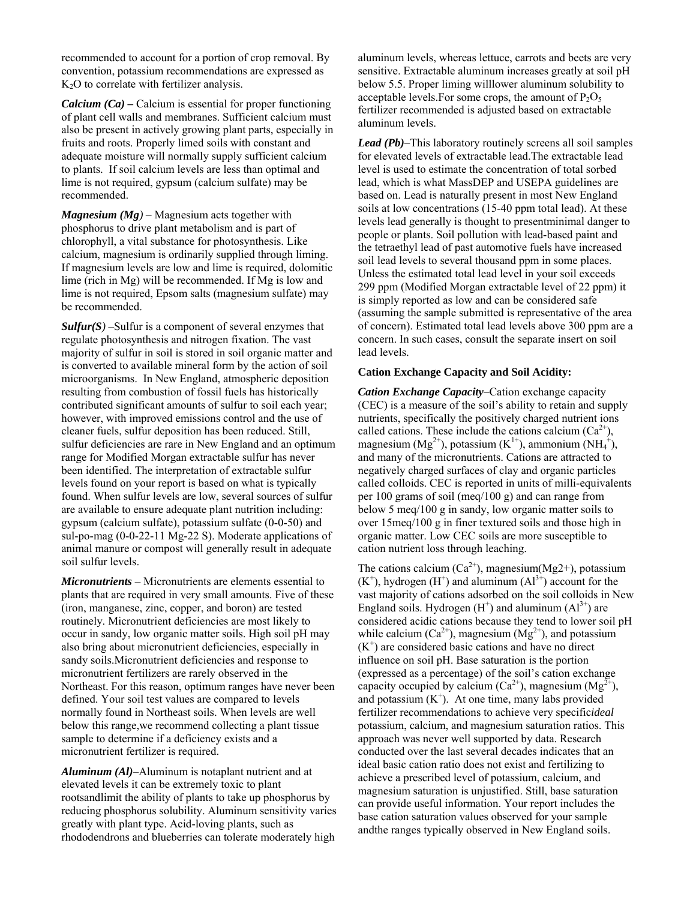recommended to account for a portion of crop removal. By convention, potassium recommendations are expressed as $K_2O$ to correlate with fertilizer analysis.

***Calcium (Ca)*** **–** Calcium is essential for proper functioning of plant cell walls and membranes. Sufficient calcium must also be present in actively growing plant parts, especially in fruits and roots. Properly limed soils with constant and adequate moisture will normally supply sufficient calcium to plants. If soil calcium levels are less than optimal and lime is not required, gypsum (calcium sulfate) may be recommended.

***Magnesium (Mg)*** – Magnesium acts together with phosphorus to drive plant metabolism and is part of chlorophyll, a vital substance for photosynthesis. Like calcium, magnesium is ordinarily supplied through liming. If magnesium levels are low and lime is required, dolomitic lime (rich in Mg) will be recommended. If Mg is low and lime is not required, Epsom salts (magnesium sulfate) may be recommended.

***Sulfur(S)*** –Sulfur is a component of several enzymes that regulate photosynthesis and nitrogen fixation. The vast majority of sulfur in soil is stored in soil organic matter and is converted to available mineral form by the action of soil microorganisms. In New England, atmospheric deposition resulting from combustion of fossil fuels has historically contributed significant amounts of sulfur to soil each year; however, with improved emissions control and the use of cleaner fuels, sulfur deposition has been reduced. Still, sulfur deficiencies are rare in New England and an optimum range for Modified Morgan extractable sulfur has never been identified. The interpretation of extractable sulfur levels found on your report is based on what is typically found. When sulfur levels are low, several sources of sulfur are available to ensure adequate plant nutrition including: gypsum (calcium sulfate), potassium sulfate (0-0-50) and sul-po-mag (0-0-22-11 Mg-22 S). Moderate applications of animal manure or compost will generally result in adequate soil sulfur levels.

***Micronutrients*** – Micronutrients are elements essential to plants that are required in very small amounts. Five of these (iron, manganese, zinc, copper, and boron) are tested routinely. Micronutrient deficiencies are most likely to occur in sandy, low organic matter soils. High soil pH may also bring about micronutrient deficiencies, especially in sandy soils.Micronutrient deficiencies and response to micronutrient fertilizers are rarely observed in the Northeast. For this reason, optimum ranges have never been defined. Your soil test values are compared to levels normally found in Northeast soils. When levels are well below this range,we recommend collecting a plant tissue sample to determine if a deficiency exists and a micronutrient fertilizer is required.

***Aluminum (Al)***–Aluminum is notaplant nutrient and at elevated levels it can be extremely toxic to plant rootsandlimit the ability of plants to take up phosphorus by reducing phosphorus solubility. Aluminum sensitivity varies greatly with plant type. Acid-loving plants, such as rhododendrons and blueberries can tolerate moderately high aluminum levels, whereas lettuce, carrots and beets are very sensitive. Extractable aluminum increases greatly at soil pH below 5.5. Proper liming willlower aluminum solubility to acceptable levels.For some crops, the amount of $P_2O_5$ fertilizer recommended is adjusted based on extractable aluminum levels.

***Lead (Pb)***–This laboratory routinely screens all soil samples for elevated levels of extractable lead.The extractable lead level is used to estimate the concentration of total sorbed lead, which is what MassDEP and USEPA guidelines are based on. Lead is naturally present in most New England soils at low concentrations (15-40 ppm total lead). At these levels lead generally is thought to presentminimal danger to people or plants. Soil pollution with lead-based paint and the tetraethyl lead of past automotive fuels have increased soil lead levels to several thousand ppm in some places. Unless the estimated total lead level in your soil exceeds 299 ppm (Modified Morgan extractable level of 22 ppm) it is simply reported as low and can be considered safe (assuming the sample submitted is representative of the area of concern). Estimated total lead levels above 300 ppm are a concern. In such cases, consult the separate insert on soil lead levels.

**Cation Exchange Capacity and Soil Acidity:**

***Cation Exchange Capacity***–Cation exchange capacity (CEC) is a measure of the soil's ability to retain and supply nutrients, specifically the positively charged nutrient ions called cations. These include the cations calcium ($Ca^{2+}$), magnesium ($Mg^{2+}$), potassium ($K^{1+}$), ammonium ($NH_4^+$), and many of the micronutrients. Cations are attracted to negatively charged surfaces of clay and organic particles called colloids. CEC is reported in units of milli-equivalents per 100 grams of soil (meq/100 g) and can range from below 5 meq/100 g in sandy, low organic matter soils to over 15meq/100 g in finer textured soils and those high in organic matter. Low CEC soils are more susceptible to cation nutrient loss through leaching.

The cations calcium ($Ca^{2+}$), magnesium($Mg2+$), potassium ($K^+$), hydrogen ($H^+$) and aluminum ($Al^{3+}$) account for the vast majority of cations adsorbed on the soil colloids in New England soils. Hydrogen ($H^+$) and aluminum ($Al^{3+}$) are considered acidic cations because they tend to lower soil pH while calcium ($Ca^{2+}$), magnesium ($Mg^{2+}$), and potassium ($K^+$) are considered basic cations and have no direct influence on soil pH. Base saturation is the portion (expressed as a percentage) of the soil's cation exchange capacity occupied by calcium ($Ca^{2+}$), magnesium ($Mg^{2+}$), and potassium ($K^+$). At one time, many labs provided fertilizer recommendations to achieve very specific*ideal* potassium, calcium, and magnesium saturation ratios. This approach was never well supported by data. Research conducted over the last several decades indicates that an ideal basic cation ratio does not exist and fertilizing to achieve a prescribed level of potassium, calcium, and magnesium saturation is unjustified. Still, base saturation can provide useful information. Your report includes the base cation saturation values observed for your sample andthe ranges typically observed in New England soils.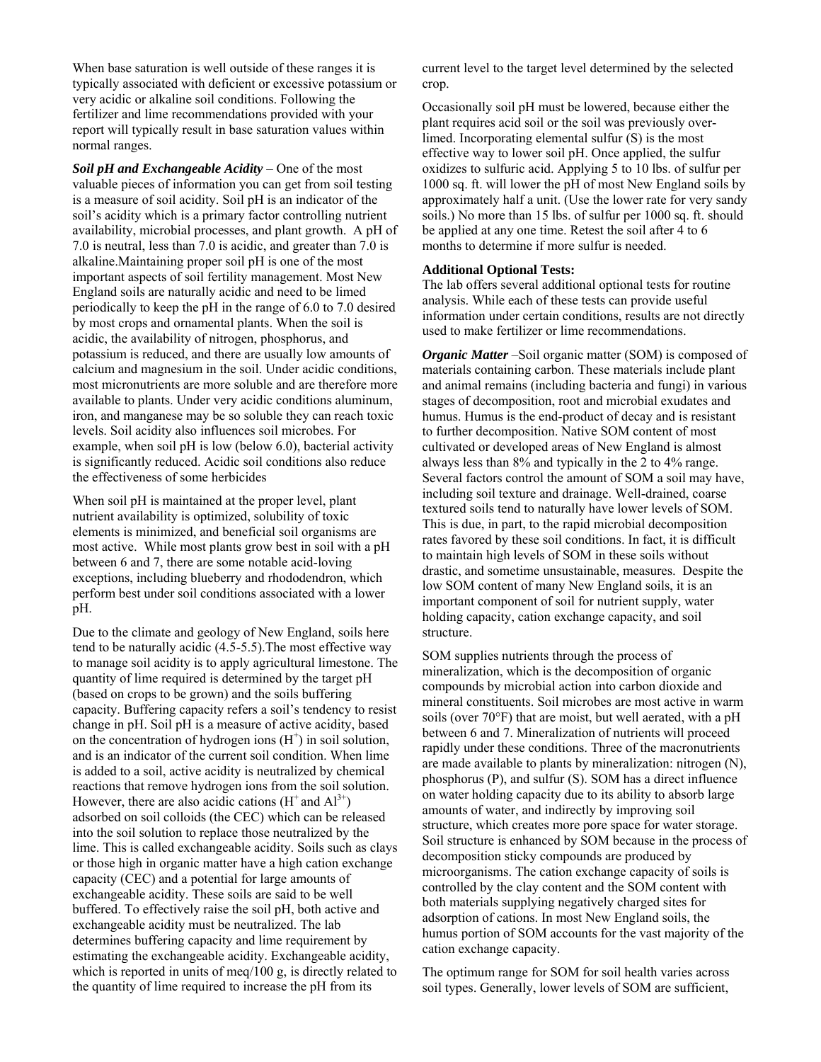When base saturation is well outside of these ranges it is typically associated with deficient or excessive potassium or very acidic or alkaline soil conditions. Following the fertilizer and lime recommendations provided with your report will typically result in base saturation values within normal ranges.

***Soil pH and Exchangeable Acidity*** – One of the most valuable pieces of information you can get from soil testing is a measure of soil acidity. Soil pH is an indicator of the soil's acidity which is a primary factor controlling nutrient availability, microbial processes, and plant growth. A pH of 7.0 is neutral, less than 7.0 is acidic, and greater than 7.0 is alkaline.Maintaining proper soil pH is one of the most important aspects of soil fertility management. Most New England soils are naturally acidic and need to be limed periodically to keep the pH in the range of 6.0 to 7.0 desired by most crops and ornamental plants. When the soil is acidic, the availability of nitrogen, phosphorus, and potassium is reduced, and there are usually low amounts of calcium and magnesium in the soil. Under acidic conditions, most micronutrients are more soluble and are therefore more available to plants. Under very acidic conditions aluminum, iron, and manganese may be so soluble they can reach toxic levels. Soil acidity also influences soil microbes. For example, when soil pH is low (below 6.0), bacterial activity is significantly reduced. Acidic soil conditions also reduce the effectiveness of some herbicides

When soil pH is maintained at the proper level, plant nutrient availability is optimized, solubility of toxic elements is minimized, and beneficial soil organisms are most active. While most plants grow best in soil with a pH between 6 and 7, there are some notable acid-loving exceptions, including blueberry and rhododendron, which perform best under soil conditions associated with a lower pH.

Due to the climate and geology of New England, soils here tend to be naturally acidic (4.5-5.5).The most effective way to manage soil acidity is to apply agricultural limestone. The quantity of lime required is determined by the target pH (based on crops to be grown) and the soils buffering capacity. Buffering capacity refers a soil's tendency to resist change in pH. Soil pH is a measure of active acidity, based on the concentration of hydrogen ions ($H^+$) in soil solution, and is an indicator of the current soil condition. When lime is added to a soil, active acidity is neutralized by chemical reactions that remove hydrogen ions from the soil solution. However, there are also acidic cations ($H^+$ and $Al^{3+}$) adsorbed on soil colloids (the CEC) which can be released into the soil solution to replace those neutralized by the lime. This is called exchangeable acidity. Soils such as clays or those high in organic matter have a high cation exchange capacity (CEC) and a potential for large amounts of exchangeable acidity. These soils are said to be well buffered. To effectively raise the soil pH, both active and exchangeable acidity must be neutralized. The lab determines buffering capacity and lime requirement by estimating the exchangeable acidity. Exchangeable acidity, which is reported in units of meq/100 g, is directly related to the quantity of lime required to increase the pH from its current level to the target level determined by the selected crop.

Occasionally soil pH must be lowered, because either the plant requires acid soil or the soil was previously over-limed. Incorporating elemental sulfur (S) is the most effective way to lower soil pH. Once applied, the sulfur oxidizes to sulfuric acid. Applying 5 to 10 lbs. of sulfur per 1000 sq. ft. will lower the pH of most New England soils by approximately half a unit. (Use the lower rate for very sandy soils.) No more than 15 lbs. of sulfur per 1000 sq. ft. should be applied at any one time. Retest the soil after 4 to 6 months to determine if more sulfur is needed.

**Additional Optional Tests:**
The lab offers several additional optional tests for routine analysis. While each of these tests can provide useful information under certain conditions, results are not directly used to make fertilizer or lime recommendations.

***Organic Matter*** –Soil organic matter (SOM) is composed of materials containing carbon. These materials include plant and animal remains (including bacteria and fungi) in various stages of decomposition, root and microbial exudates and humus. Humus is the end-product of decay and is resistant to further decomposition. Native SOM content of most cultivated or developed areas of New England is almost always less than 8% and typically in the 2 to 4% range. Several factors control the amount of SOM a soil may have, including soil texture and drainage. Well-drained, coarse textured soils tend to naturally have lower levels of SOM. This is due, in part, to the rapid microbial decomposition rates favored by these soil conditions. In fact, it is difficult to maintain high levels of SOM in these soils without drastic, and sometime unsustainable, measures. Despite the low SOM content of many New England soils, it is an important component of soil for nutrient supply, water holding capacity, cation exchange capacity, and soil structure.

SOM supplies nutrients through the process of mineralization, which is the decomposition of organic compounds by microbial action into carbon dioxide and mineral constituents. Soil microbes are most active in warm soils (over 70°F) that are moist, but well aerated, with a pH between 6 and 7. Mineralization of nutrients will proceed rapidly under these conditions. Three of the macronutrients are made available to plants by mineralization: nitrogen (N), phosphorus (P), and sulfur (S). SOM has a direct influence on water holding capacity due to its ability to absorb large amounts of water, and indirectly by improving soil structure, which creates more pore space for water storage. Soil structure is enhanced by SOM because in the process of decomposition sticky compounds are produced by microorganisms. The cation exchange capacity of soils is controlled by the clay content and the SOM content with both materials supplying negatively charged sites for adsorption of cations. In most New England soils, the humus portion of SOM accounts for the vast majority of the cation exchange capacity.

The optimum range for SOM for soil health varies across soil types. Generally, lower levels of SOM are sufficient,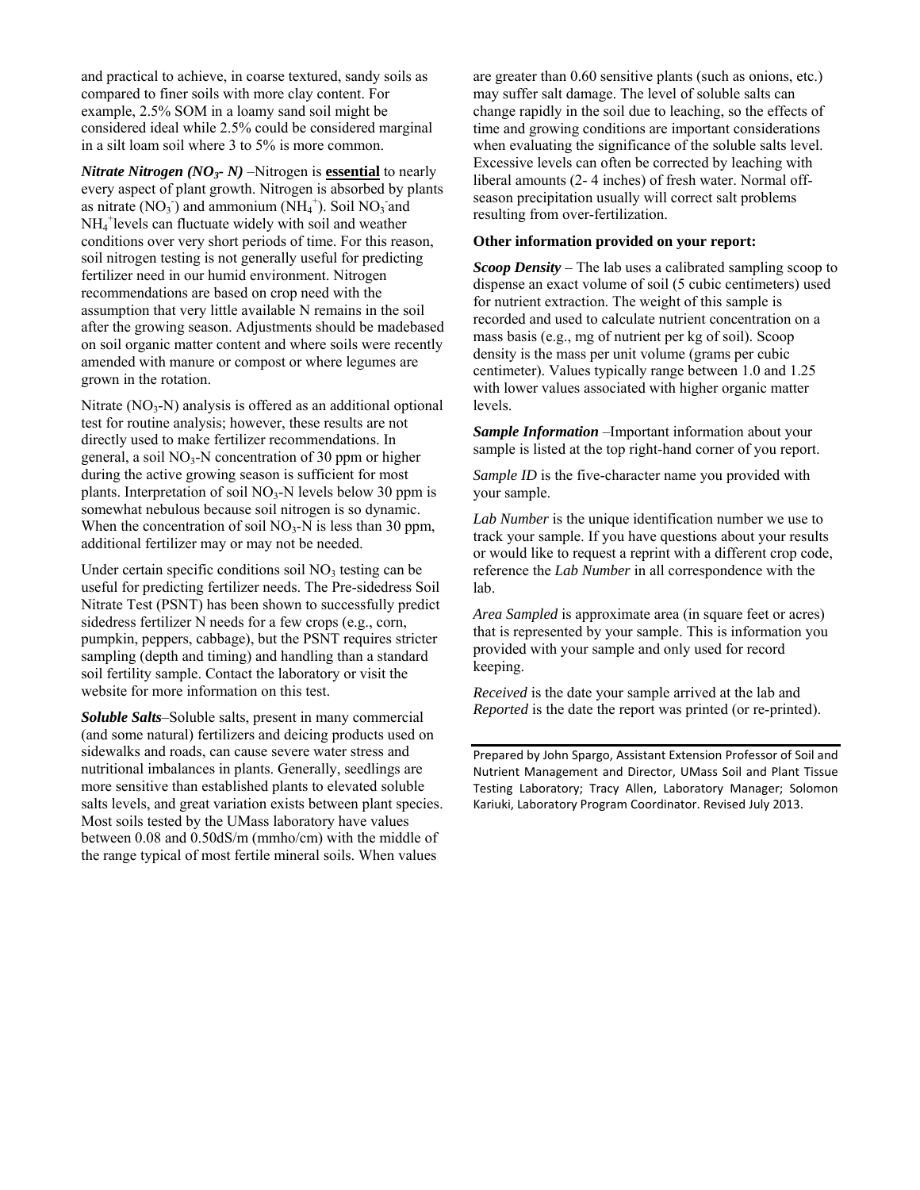and practical to achieve, in coarse textured, sandy soils as compared to finer soils with more clay content. For example, 2.5% SOM in a loamy sand soil might be considered ideal while 2.5% could be considered marginal in a silt loam soil where 3 to 5% is more common.

***Nitrate Nitrogen ($NO_3$- N)*** –Nitrogen is **essential** to nearly every aspect of plant growth. Nitrogen is absorbed by plants as nitrate ($NO_3^-$) and ammonium ($NH_4^+$). Soil $NO_3^-$ and $NH_4^+$ levels can fluctuate widely with soil and weather conditions over very short periods of time. For this reason, soil nitrogen testing is not generally useful for predicting fertilizer need in our humid environment. Nitrogen recommendations are based on crop need with the assumption that very little available N remains in the soil after the growing season. Adjustments should be madebased on soil organic matter content and where soils were recently amended with manure or compost or where legumes are grown in the rotation.

Nitrate ($NO_3$-N) analysis is offered as an additional optional test for routine analysis; however, these results are not directly used to make fertilizer recommendations. In general, a soil $NO_3$-N concentration of 30 ppm or higher during the active growing season is sufficient for most plants. Interpretation of soil $NO_3$-N levels below 30 ppm is somewhat nebulous because soil nitrogen is so dynamic. When the concentration of soil $NO_3$-N is less than 30 ppm, additional fertilizer may or may not be needed.

Under certain specific conditions soil $NO_3$ testing can be useful for predicting fertilizer needs. The Pre-sidedress Soil Nitrate Test (PSNT) has been shown to successfully predict sidedress fertilizer N needs for a few crops (e.g., corn, pumpkin, peppers, cabbage), but the PSNT requires stricter sampling (depth and timing) and handling than a standard soil fertility sample. Contact the laboratory or visit the website for more information on this test.

***Soluble Salts***–Soluble salts, present in many commercial (and some natural) fertilizers and deicing products used on sidewalks and roads, can cause severe water stress and nutritional imbalances in plants. Generally, seedlings are more sensitive than established plants to elevated soluble salts levels, and great variation exists between plant species. Most soils tested by the UMass laboratory have values between 0.08 and 0.50dS/m (mmho/cm) with the middle of the range typical of most fertile mineral soils. When values are greater than 0.60 sensitive plants (such as onions, etc.) may suffer salt damage. The level of soluble salts can change rapidly in the soil due to leaching, so the effects of time and growing conditions are important considerations when evaluating the significance of the soluble salts level. Excessive levels can often be corrected by leaching with liberal amounts (2- 4 inches) of fresh water. Normal off-season precipitation usually will correct salt problems resulting from over-fertilization.

**Other information provided on your report:**

***Scoop Density*** – The lab uses a calibrated sampling scoop to dispense an exact volume of soil (5 cubic centimeters) used for nutrient extraction. The weight of this sample is recorded and used to calculate nutrient concentration on a mass basis (e.g., mg of nutrient per kg of soil). Scoop density is the mass per unit volume (grams per cubic centimeter). Values typically range between 1.0 and 1.25 with lower values associated with higher organic matter levels.

***Sample Information*** –Important information about your sample is listed at the top right-hand corner of you report.

*Sample ID* is the five-character name you provided with your sample.

*Lab Number* is the unique identification number we use to track your sample. If you have questions about your results or would like to request a reprint with a different crop code, reference the *Lab Number* in all correspondence with the lab.

*Area Sampled* is approximate area (in square feet or acres) that is represented by your sample. This is information you provided with your sample and only used for record keeping.

*Received* is the date your sample arrived at the lab and *Reported* is the date the report was printed (or re-printed).

---

Prepared by John Spargo, Assistant Extension Professor of Soil and Nutrient Management and Director, UMass Soil and Plant Tissue Testing Laboratory; Tracy Allen, Laboratory Manager; Solomon Kariuki, Laboratory Program Coordinator. Revised July 2013.